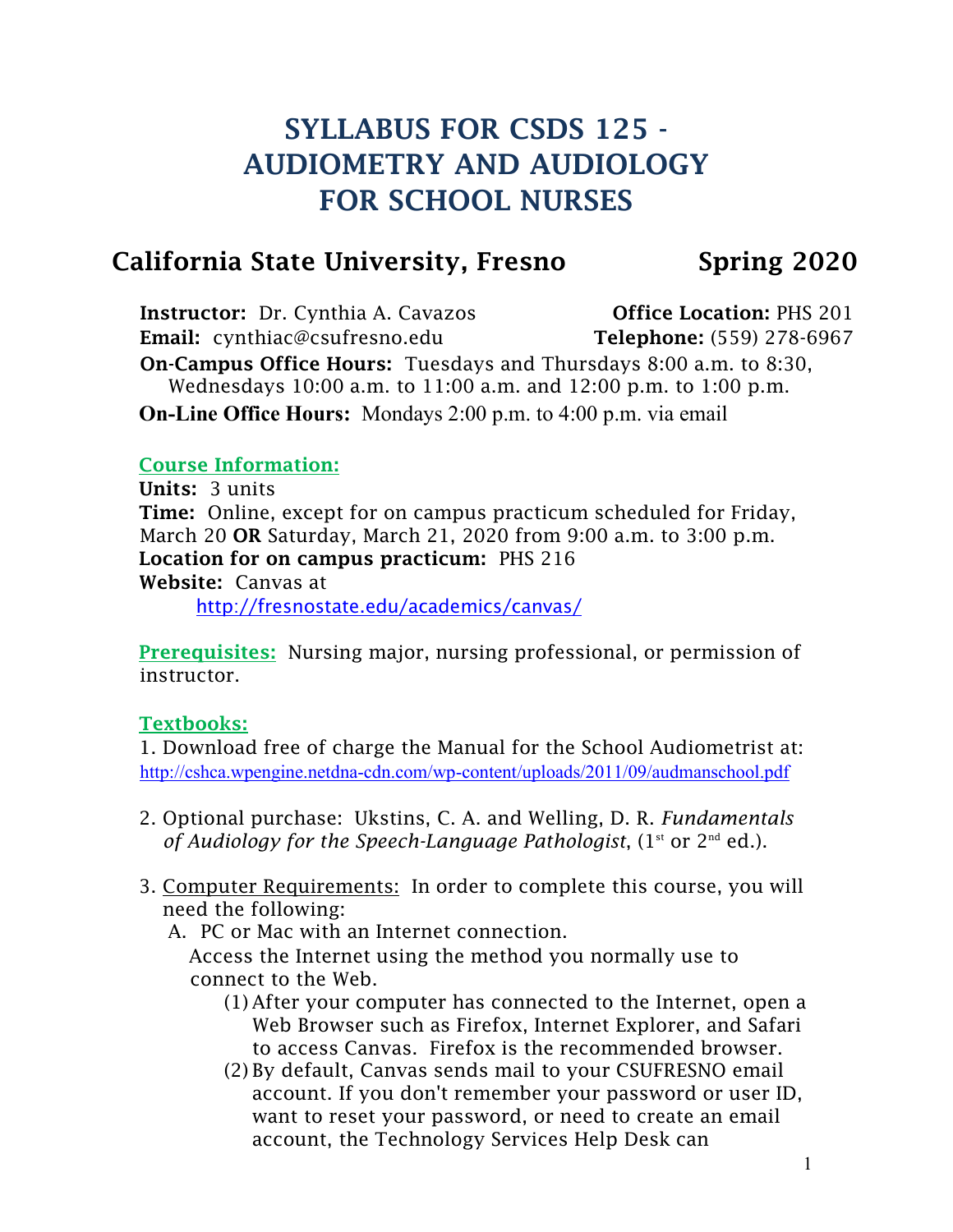# SYLLABUS FOR CSDS 125 - AUDIOMETRY AND AUDIOLOGY FOR SCHOOL NURSES

## California State University, Fresno — Spring 2020

**Instructor:** Dr. Cynthia A. Cavazos | **Office Location:** PHS 201
**Email:** cynthiac@csufresno.edu | **Telephone:** (559) 278-6967
**On-Campus Office Hours:** Tuesdays and Thursdays 8:00 a.m. to 8:30, Wednesdays 10:00 a.m. to 11:00 a.m. and 12:00 p.m. to 1:00 p.m.
**On-Line Office Hours:** Mondays 2:00 p.m. to 4:00 p.m. via email

### Course Information:

**Units:** 3 units
**Time:** Online, except for on campus practicum scheduled for Friday, March 20 **OR** Saturday, March 21, 2020 from 9:00 a.m. to 3:00 p.m.
**Location for on campus practicum:** PHS 216
**Website:** Canvas at
http://fresnostate.edu/academics/canvas/

### Prerequisites:

Nursing major, nursing professional, or permission of instructor.

### Textbooks:

1. Download free of charge the Manual for the School Audiometrist at:
http://cshca.wpengine.netdna-cdn.com/wp-content/uploads/2011/09/audmanschool.pdf

2. Optional purchase: Ukstins, C. A. and Welling, D. R. *Fundamentals of Audiology for the Speech-Language Pathologist*, (1st or 2nd ed.).

3. Computer Requirements: In order to complete this course, you will need the following:
   A. PC or Mac with an Internet connection.
   Access the Internet using the method you normally use to connect to the Web.
      (1) After your computer has connected to the Internet, open a Web Browser such as Firefox, Internet Explorer, and Safari to access Canvas. Firefox is the recommended browser.
      (2) By default, Canvas sends mail to your CSUFRESNO email account. If you don't remember your password or user ID, want to reset your password, or need to create an email account, the Technology Services Help Desk can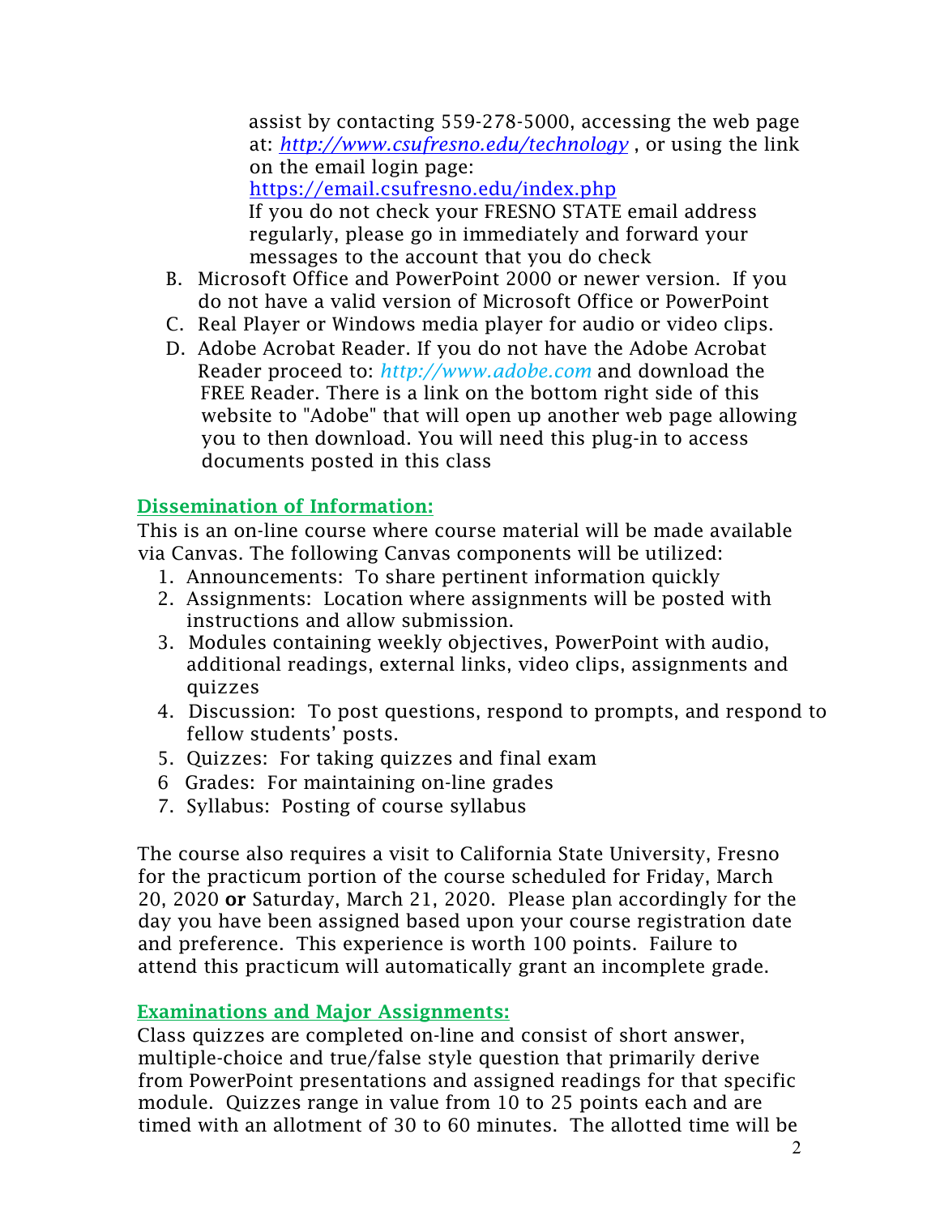assist by contacting 559-278-5000, accessing the web page at: *[http://www.csufresno.edu/technology](http://www.csufresno.edu/technology)* , or using the link on the email login page: [https://email.csufresno.edu/index.php](https://email.csufresno.edu/index.php)
If you do not check your FRESNO STATE email address regularly, please go in immediately and forward your messages to the account that you do check

B. Microsoft Office and PowerPoint 2000 or newer version. If you do not have a valid version of Microsoft Office or PowerPoint
C. Real Player or Windows media player for audio or video clips.
D. Adobe Acrobat Reader. If you do not have the Adobe Acrobat Reader proceed to: *http://www.adobe.com* and download the FREE Reader. There is a link on the bottom right side of this website to "Adobe" that will open up another web page allowing you to then download. You will need this plug-in to access documents posted in this class

## Dissemination of Information:

This is an on-line course where course material will be made available via Canvas. The following Canvas components will be utilized:

1. Announcements: To share pertinent information quickly
2. Assignments: Location where assignments will be posted with instructions and allow submission.
3. Modules containing weekly objectives, PowerPoint with audio, additional readings, external links, video clips, assignments and quizzes
4. Discussion: To post questions, respond to prompts, and respond to fellow students' posts.
5. Quizzes: For taking quizzes and final exam
6. Grades: For maintaining on-line grades
7. Syllabus: Posting of course syllabus

The course also requires a visit to California State University, Fresno for the practicum portion of the course scheduled for Friday, March 20, 2020 **or** Saturday, March 21, 2020. Please plan accordingly for the day you have been assigned based upon your course registration date and preference. This experience is worth 100 points. Failure to attend this practicum will automatically grant an incomplete grade.

## Examinations and Major Assignments:

Class quizzes are completed on-line and consist of short answer, multiple-choice and true/false style question that primarily derive from PowerPoint presentations and assigned readings for that specific module. Quizzes range in value from 10 to 25 points each and are timed with an allotment of 30 to 60 minutes. The allotted time will be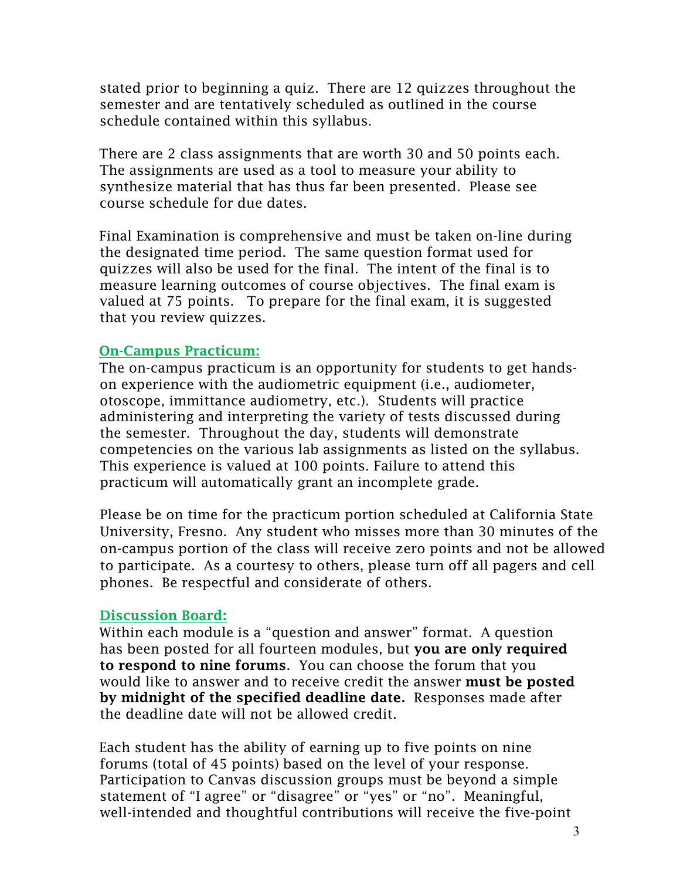stated prior to beginning a quiz. There are 12 quizzes throughout the semester and are tentatively scheduled as outlined in the course schedule contained within this syllabus.

There are 2 class assignments that are worth 30 and 50 points each. The assignments are used as a tool to measure your ability to synthesize material that has thus far been presented. Please see course schedule for due dates.

Final Examination is comprehensive and must be taken on-line during the designated time period. The same question format used for quizzes will also be used for the final. The intent of the final is to measure learning outcomes of course objectives. The final exam is valued at 75 points. To prepare for the final exam, it is suggested that you review quizzes.

## On-Campus Practicum:

The on-campus practicum is an opportunity for students to get hands-on experience with the audiometric equipment (i.e., audiometer, otoscope, immittance audiometry, etc.). Students will practice administering and interpreting the variety of tests discussed during the semester. Throughout the day, students will demonstrate competencies on the various lab assignments as listed on the syllabus. This experience is valued at 100 points. Failure to attend this practicum will automatically grant an incomplete grade.

Please be on time for the practicum portion scheduled at California State University, Fresno. Any student who misses more than 30 minutes of the on-campus portion of the class will receive zero points and not be allowed to participate. As a courtesy to others, please turn off all pagers and cell phones. Be respectful and considerate of others.

## Discussion Board:

Within each module is a "question and answer" format. A question has been posted for all fourteen modules, but **you are only required to respond to nine forums**. You can choose the forum that you would like to answer and to receive credit the answer **must be posted by midnight of the specified deadline date.** Responses made after the deadline date will not be allowed credit.

Each student has the ability of earning up to five points on nine forums (total of 45 points) based on the level of your response. Participation to Canvas discussion groups must be beyond a simple statement of "I agree" or "disagree" or "yes" or "no". Meaningful, well-intended and thoughtful contributions will receive the five-point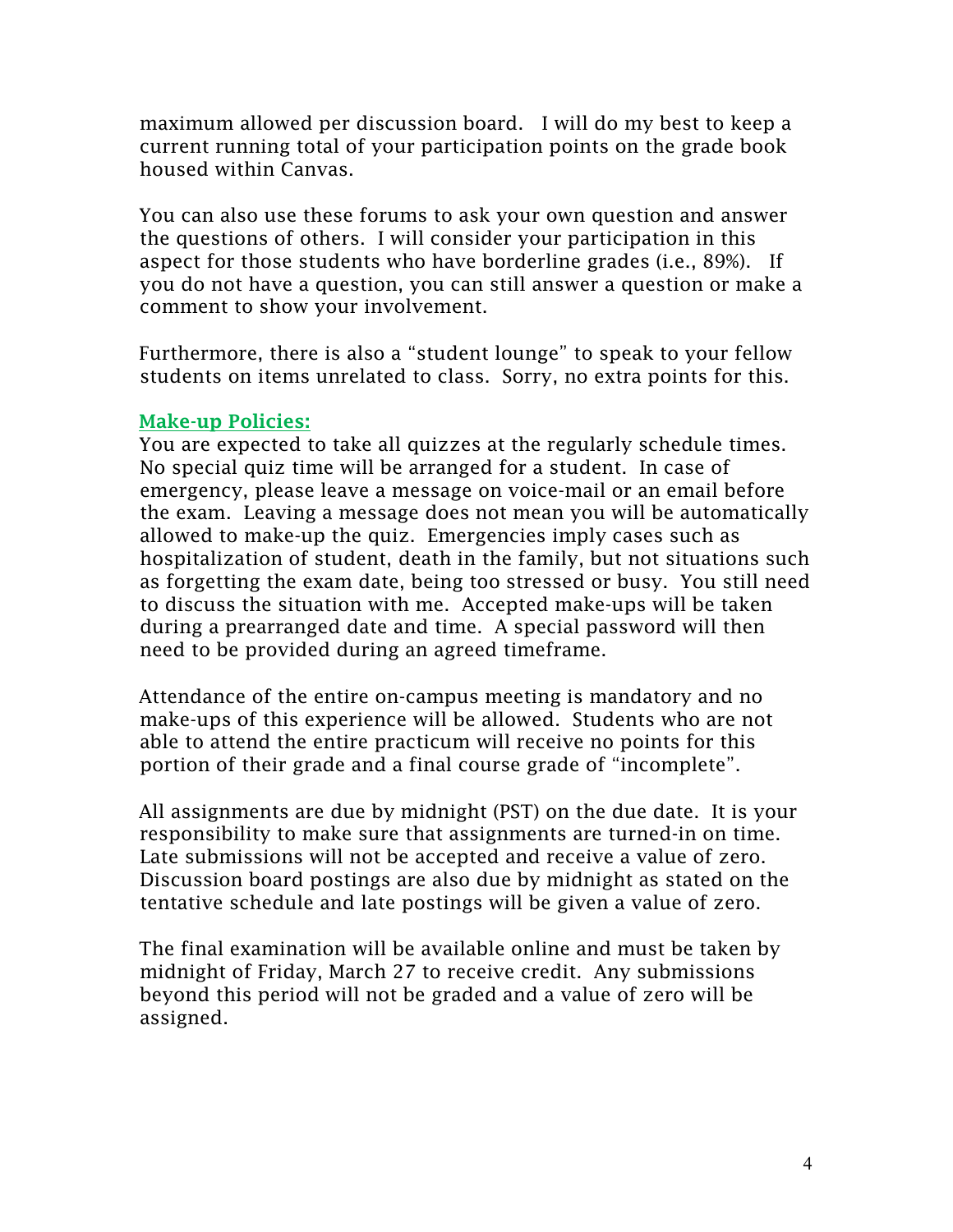maximum allowed per discussion board. I will do my best to keep a current running total of your participation points on the grade book housed within Canvas.

You can also use these forums to ask your own question and answer the questions of others. I will consider your participation in this aspect for those students who have borderline grades (i.e., 89%). If you do not have a question, you can still answer a question or make a comment to show your involvement.

Furthermore, there is also a "student lounge" to speak to your fellow students on items unrelated to class. Sorry, no extra points for this.

## Make-up Policies:

You are expected to take all quizzes at the regularly schedule times. No special quiz time will be arranged for a student. In case of emergency, please leave a message on voice-mail or an email before the exam. Leaving a message does not mean you will be automatically allowed to make-up the quiz. Emergencies imply cases such as hospitalization of student, death in the family, but not situations such as forgetting the exam date, being too stressed or busy. You still need to discuss the situation with me. Accepted make-ups will be taken during a prearranged date and time. A special password will then need to be provided during an agreed timeframe.

Attendance of the entire on-campus meeting is mandatory and no make-ups of this experience will be allowed. Students who are not able to attend the entire practicum will receive no points for this portion of their grade and a final course grade of "incomplete".

All assignments are due by midnight (PST) on the due date. It is your responsibility to make sure that assignments are turned-in on time. Late submissions will not be accepted and receive a value of zero. Discussion board postings are also due by midnight as stated on the tentative schedule and late postings will be given a value of zero.

The final examination will be available online and must be taken by midnight of Friday, March 27 to receive credit. Any submissions beyond this period will not be graded and a value of zero will be assigned.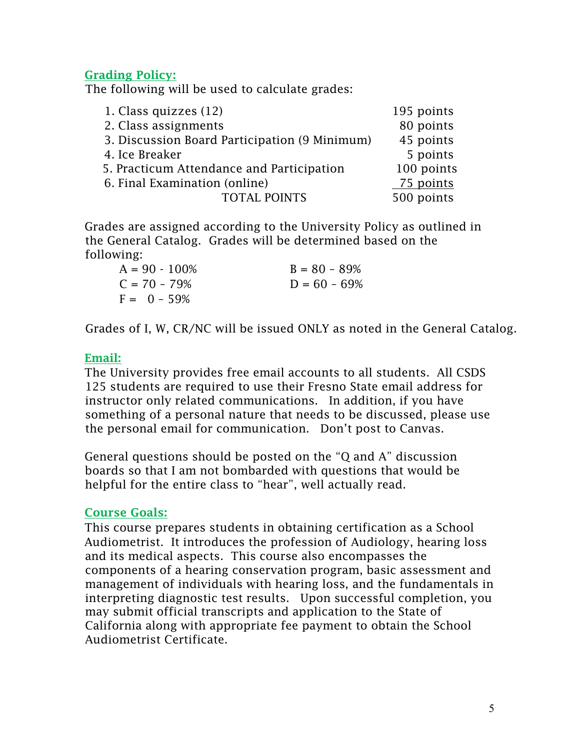## Grading Policy:

The following will be used to calculate grades:

| | |
|---|---|
| 1. Class quizzes (12) | 195 points |
| 2. Class assignments | 80 points |
| 3. Discussion Board Participation (9 Minimum) | 45 points |
| 4. Ice Breaker | 5 points |
| 5. Practicum Attendance and Participation | 100 points |
| 6. Final Examination (online) | 75 points |
| TOTAL POINTS | 500 points |

Grades are assigned according to the University Policy as outlined in the General Catalog. Grades will be determined based on the following:

| | |
|---|---|
| A = 90 - 100% | B = 80 – 89% |
| C = 70 – 79% | D = 60 – 69% |
| F = 0 – 59% | |

Grades of I, W, CR/NC will be issued ONLY as noted in the General Catalog.

## Email:

The University provides free email accounts to all students. All CSDS 125 students are required to use their Fresno State email address for instructor only related communications. In addition, if you have something of a personal nature that needs to be discussed, please use the personal email for communication. Don't post to Canvas.

General questions should be posted on the "Q and A" discussion boards so that I am not bombarded with questions that would be helpful for the entire class to "hear", well actually read.

## Course Goals:

This course prepares students in obtaining certification as a School Audiometrist. It introduces the profession of Audiology, hearing loss and its medical aspects. This course also encompasses the components of a hearing conservation program, basic assessment and management of individuals with hearing loss, and the fundamentals in interpreting diagnostic test results. Upon successful completion, you may submit official transcripts and application to the State of California along with appropriate fee payment to obtain the School Audiometrist Certificate.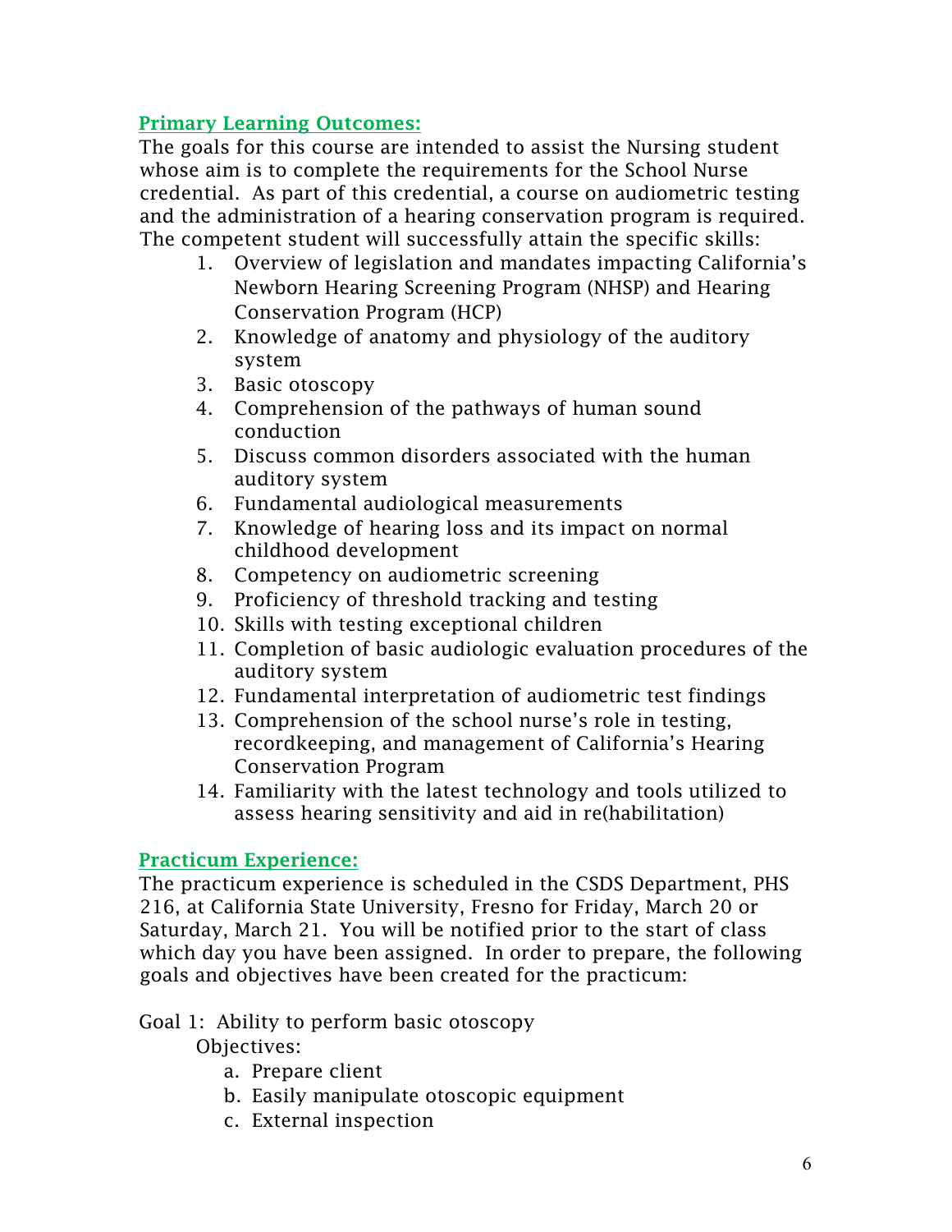## Primary Learning Outcomes:

The goals for this course are intended to assist the Nursing student whose aim is to complete the requirements for the School Nurse credential. As part of this credential, a course on audiometric testing and the administration of a hearing conservation program is required. The competent student will successfully attain the specific skills:

1. Overview of legislation and mandates impacting California's Newborn Hearing Screening Program (NHSP) and Hearing Conservation Program (HCP)
2. Knowledge of anatomy and physiology of the auditory system
3. Basic otoscopy
4. Comprehension of the pathways of human sound conduction
5. Discuss common disorders associated with the human auditory system
6. Fundamental audiological measurements
7. Knowledge of hearing loss and its impact on normal childhood development
8. Competency on audiometric screening
9. Proficiency of threshold tracking and testing
10. Skills with testing exceptional children
11. Completion of basic audiologic evaluation procedures of the auditory system
12. Fundamental interpretation of audiometric test findings
13. Comprehension of the school nurse's role in testing, recordkeeping, and management of California's Hearing Conservation Program
14. Familiarity with the latest technology and tools utilized to assess hearing sensitivity and aid in re(habilitation)

## Practicum Experience:

The practicum experience is scheduled in the CSDS Department, PHS 216, at California State University, Fresno for Friday, March 20 or Saturday, March 21. You will be notified prior to the start of class which day you have been assigned. In order to prepare, the following goals and objectives have been created for the practicum:

Goal 1: Ability to perform basic otoscopy

Objectives:

a. Prepare client
b. Easily manipulate otoscopic equipment
c. External inspection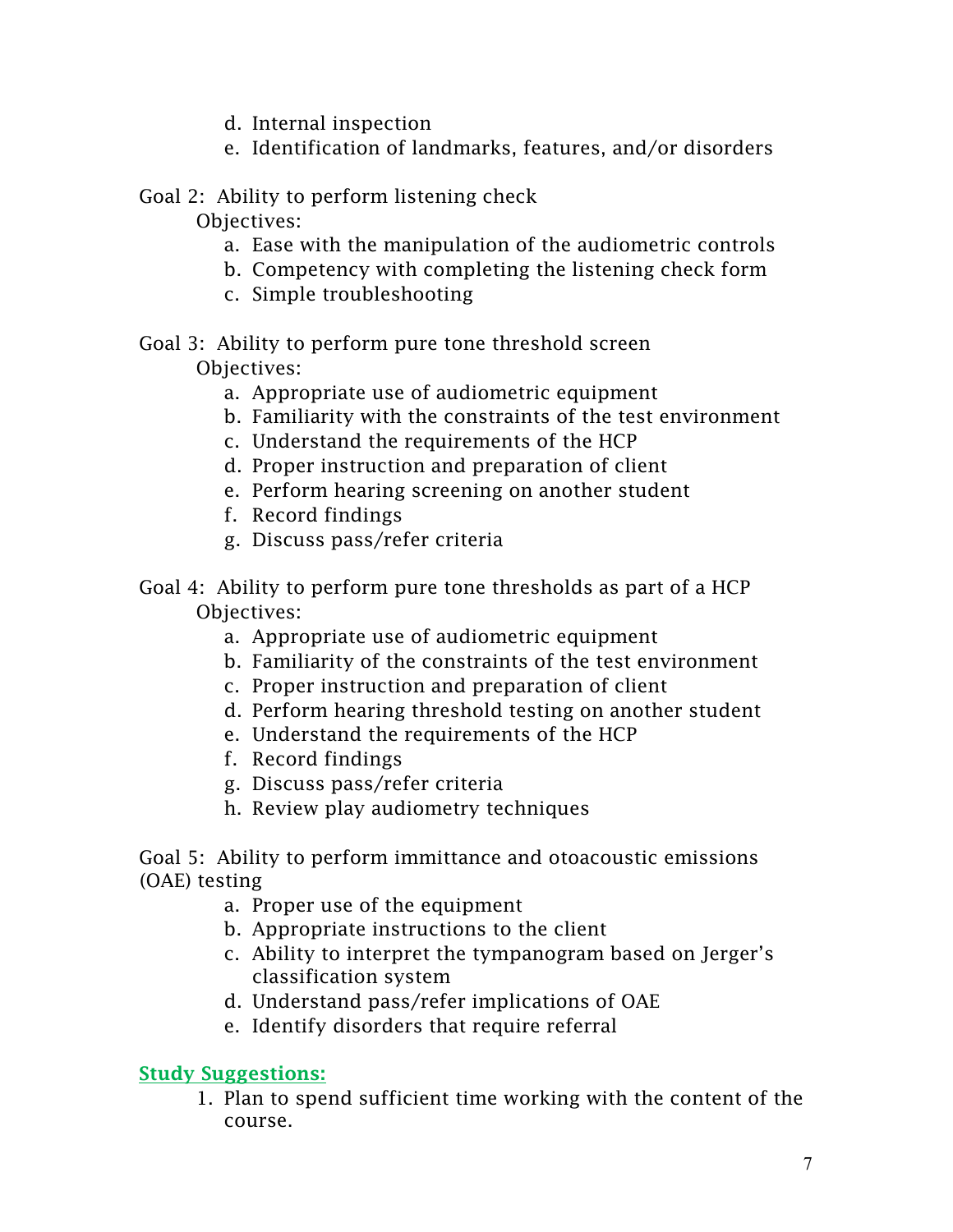d. Internal inspection
   e. Identification of landmarks, features, and/or disorders

Goal 2: Ability to perform listening check

Objectives:

   a. Ease with the manipulation of the audiometric controls
   b. Competency with completing the listening check form
   c. Simple troubleshooting

Goal 3: Ability to perform pure tone threshold screen

Objectives:

   a. Appropriate use of audiometric equipment
   b. Familiarity with the constraints of the test environment
   c. Understand the requirements of the HCP
   d. Proper instruction and preparation of client
   e. Perform hearing screening on another student
   f. Record findings
   g. Discuss pass/refer criteria

Goal 4: Ability to perform pure tone thresholds as part of a HCP

Objectives:

   a. Appropriate use of audiometric equipment
   b. Familiarity of the constraints of the test environment
   c. Proper instruction and preparation of client
   d. Perform hearing threshold testing on another student
   e. Understand the requirements of the HCP
   f. Record findings
   g. Discuss pass/refer criteria
   h. Review play audiometry techniques

Goal 5: Ability to perform immittance and otoacoustic emissions (OAE) testing

   a. Proper use of the equipment
   b. Appropriate instructions to the client
   c. Ability to interpret the tympanogram based on Jerger's classification system
   d. Understand pass/refer implications of OAE
   e. Identify disorders that require referral

## Study Suggestions:

1. Plan to spend sufficient time working with the content of the course.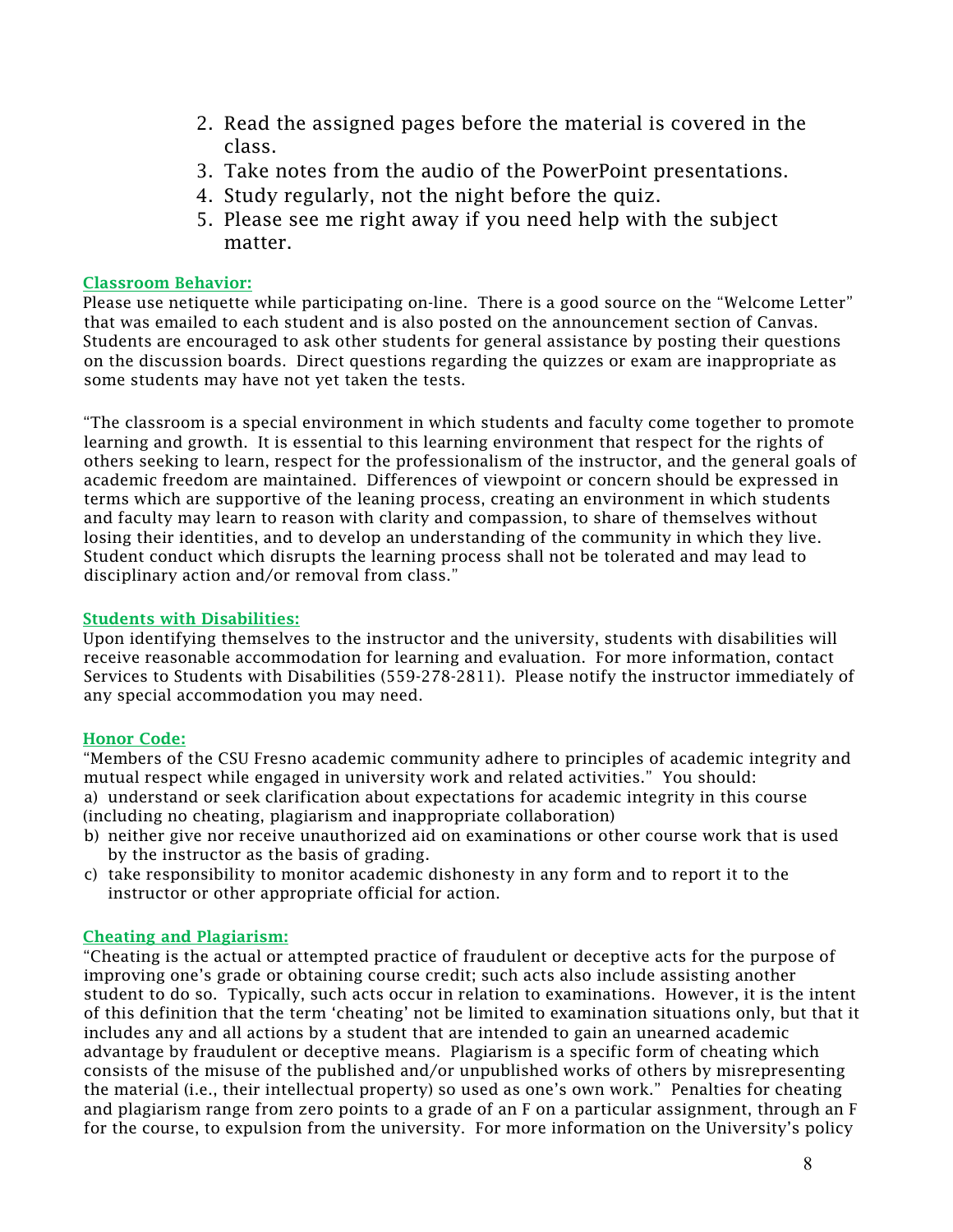2. Read the assigned pages before the material is covered in the class.
3. Take notes from the audio of the PowerPoint presentations.
4. Study regularly, not the night before the quiz.
5. Please see me right away if you need help with the subject matter.

### Classroom Behavior:

Please use netiquette while participating on-line. There is a good source on the "Welcome Letter" that was emailed to each student and is also posted on the announcement section of Canvas. Students are encouraged to ask other students for general assistance by posting their questions on the discussion boards. Direct questions regarding the quizzes or exam are inappropriate as some students may have not yet taken the tests.

"The classroom is a special environment in which students and faculty come together to promote learning and growth. It is essential to this learning environment that respect for the rights of others seeking to learn, respect for the professionalism of the instructor, and the general goals of academic freedom are maintained. Differences of viewpoint or concern should be expressed in terms which are supportive of the leaning process, creating an environment in which students and faculty may learn to reason with clarity and compassion, to share of themselves without losing their identities, and to develop an understanding of the community in which they live. Student conduct which disrupts the learning process shall not be tolerated and may lead to disciplinary action and/or removal from class."

### Students with Disabilities:

Upon identifying themselves to the instructor and the university, students with disabilities will receive reasonable accommodation for learning and evaluation. For more information, contact Services to Students with Disabilities (559-278-2811). Please notify the instructor immediately of any special accommodation you may need.

### Honor Code:

"Members of the CSU Fresno academic community adhere to principles of academic integrity and mutual respect while engaged in university work and related activities." You should:

a) understand or seek clarification about expectations for academic integrity in this course (including no cheating, plagiarism and inappropriate collaboration)
b) neither give nor receive unauthorized aid on examinations or other course work that is used by the instructor as the basis of grading.
c) take responsibility to monitor academic dishonesty in any form and to report it to the instructor or other appropriate official for action.

### Cheating and Plagiarism:

"Cheating is the actual or attempted practice of fraudulent or deceptive acts for the purpose of improving one's grade or obtaining course credit; such acts also include assisting another student to do so. Typically, such acts occur in relation to examinations. However, it is the intent of this definition that the term 'cheating' not be limited to examination situations only, but that it includes any and all actions by a student that are intended to gain an unearned academic advantage by fraudulent or deceptive means. Plagiarism is a specific form of cheating which consists of the misuse of the published and/or unpublished works of others by misrepresenting the material (i.e., their intellectual property) so used as one's own work." Penalties for cheating and plagiarism range from zero points to a grade of an F on a particular assignment, through an F for the course, to expulsion from the university. For more information on the University's policy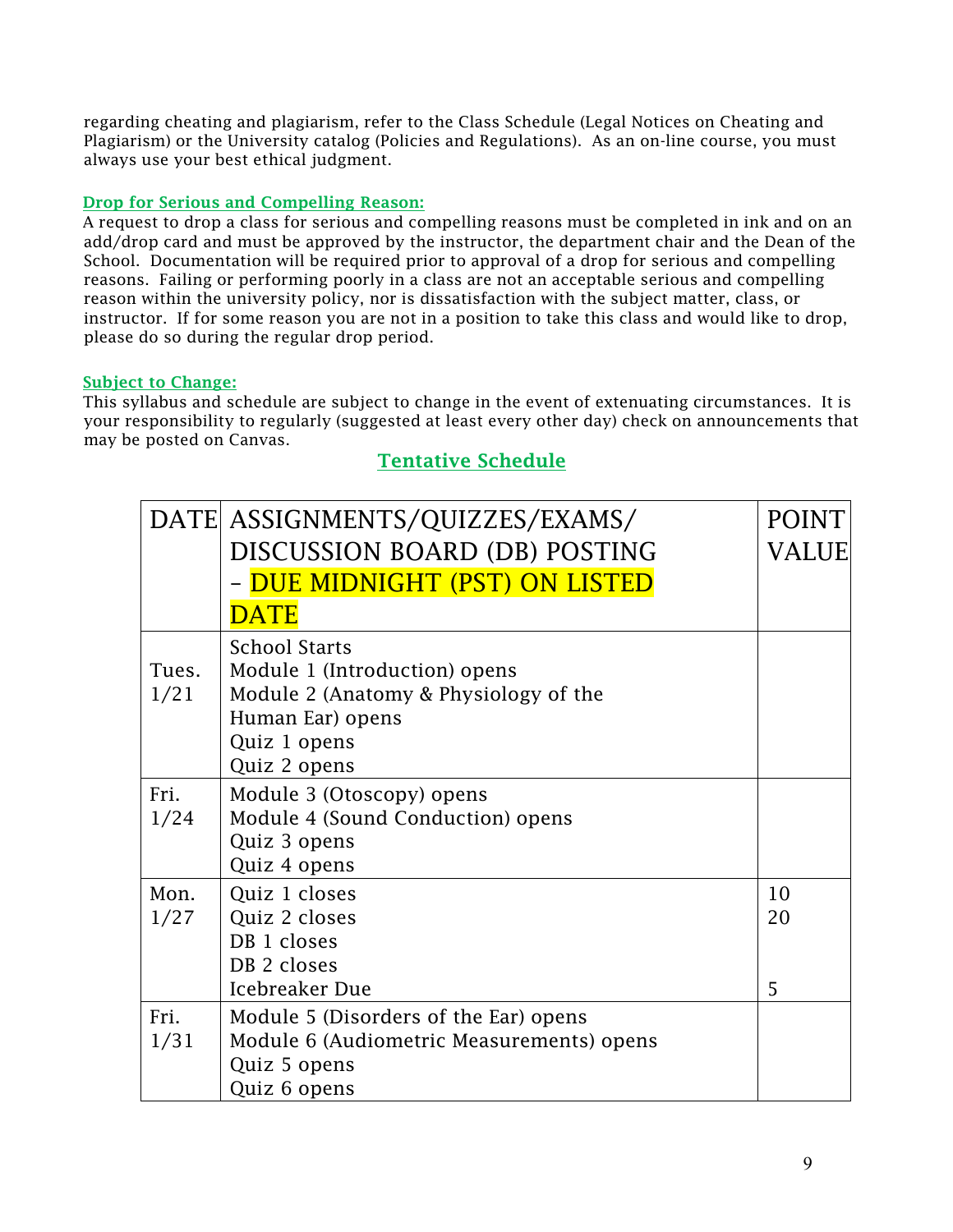regarding cheating and plagiarism, refer to the Class Schedule (Legal Notices on Cheating and Plagiarism) or the University catalog (Policies and Regulations). As an on-line course, you must always use your best ethical judgment.

**Drop for Serious and Compelling Reason:**
A request to drop a class for serious and compelling reasons must be completed in ink and on an add/drop card and must be approved by the instructor, the department chair and the Dean of the School. Documentation will be required prior to approval of a drop for serious and compelling reasons. Failing or performing poorly in a class are not an acceptable serious and compelling reason within the university policy, nor is dissatisfaction with the subject matter, class, or instructor. If for some reason you are not in a position to take this class and would like to drop, please do so during the regular drop period.

**Subject to Change:**
This syllabus and schedule are subject to change in the event of extenuating circumstances. It is your responsibility to regularly (suggested at least every other day) check on announcements that may be posted on Canvas.

## Tentative Schedule

| DATE | ASSIGNMENTS/QUIZZES/EXAMS/ DISCUSSION BOARD (DB) POSTING – DUE MIDNIGHT (PST) ON LISTED DATE | POINT VALUE |
|---|---|---|
| Tues. 1/21 | School Starts<br>Module 1 (Introduction) opens<br>Module 2 (Anatomy & Physiology of the Human Ear) opens<br>Quiz 1 opens<br>Quiz 2 opens | |
| Fri. 1/24 | Module 3 (Otoscopy) opens<br>Module 4 (Sound Conduction) opens<br>Quiz 3 opens<br>Quiz 4 opens | |
| Mon. 1/27 | Quiz 1 closes<br>Quiz 2 closes<br>DB 1 closes<br>DB 2 closes<br>Icebreaker Due | 10<br>20<br><br><br>5 |
| Fri. 1/31 | Module 5 (Disorders of the Ear) opens<br>Module 6 (Audiometric Measurements) opens<br>Quiz 5 opens<br>Quiz 6 opens | |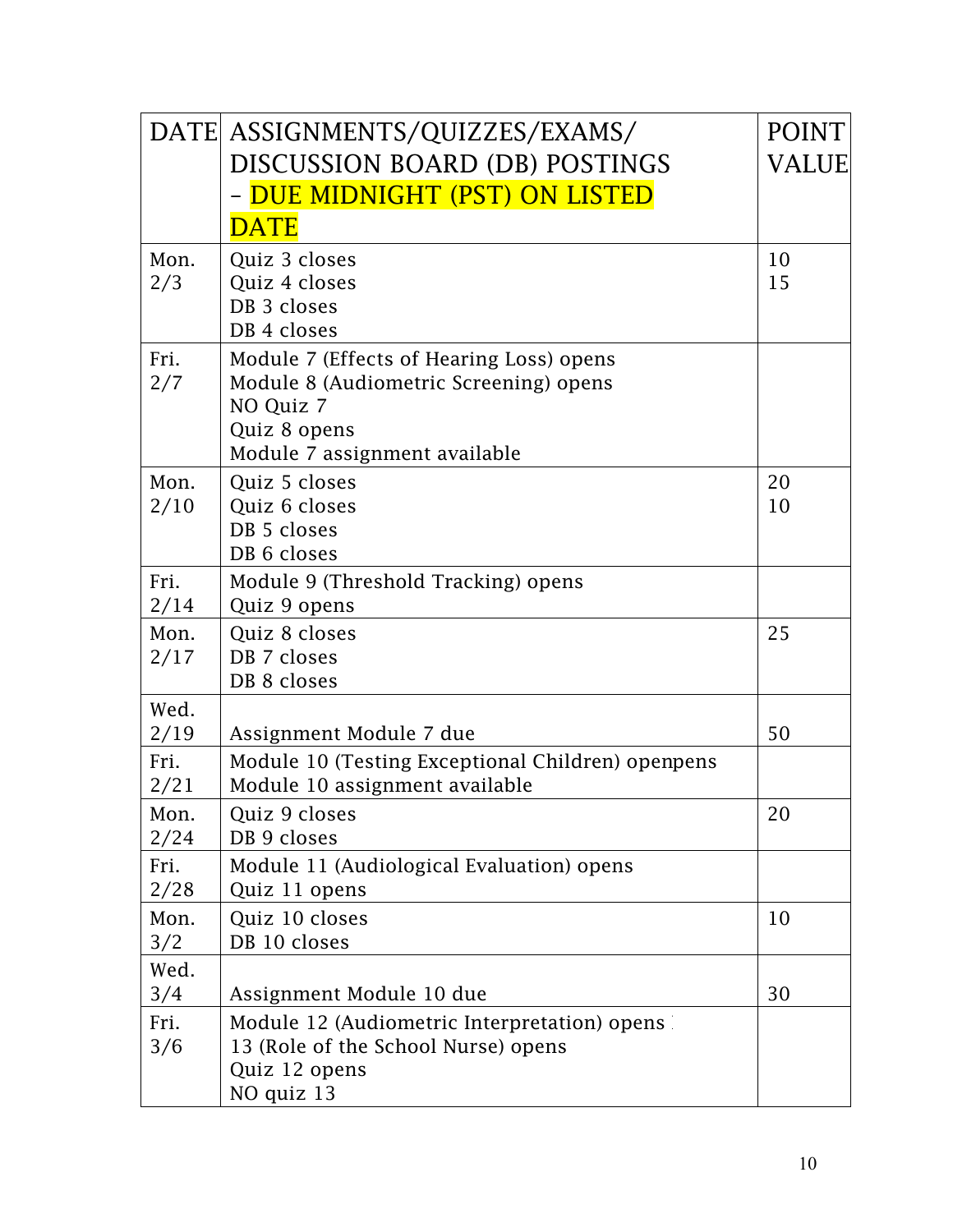| DATE | ASSIGNMENTS/QUIZZES/EXAMS/ DISCUSSION BOARD (DB) POSTINGS – DUE MIDNIGHT (PST) ON LISTED DATE | POINT VALUE |
|---|---|---|
| Mon. 2/3 | Quiz 3 closes<br>Quiz 4 closes<br>DB 3 closes<br>DB 4 closes | 10<br>15 |
| Fri. 2/7 | Module 7 (Effects of Hearing Loss) opens<br>Module 8 (Audiometric Screening) opens<br>NO Quiz 7<br>Quiz 8 opens<br>Module 7 assignment available | |
| Mon. 2/10 | Quiz 5 closes<br>Quiz 6 closes<br>DB 5 closes<br>DB 6 closes | 20<br>10 |
| Fri. 2/14 | Module 9 (Threshold Tracking) opens<br>Quiz 9 opens | |
| Mon. 2/17 | Quiz 8 closes<br>DB 7 closes<br>DB 8 closes | 25 |
| Wed. 2/19 | Assignment Module 7 due | 50 |
| Fri. 2/21 | Module 10 (Testing Exceptional Children) openpens<br>Module 10 assignment available | |
| Mon. 2/24 | Quiz 9 closes<br>DB 9 closes | 20 |
| Fri. 2/28 | Module 11 (Audiological Evaluation) opens<br>Quiz 11 opens | |
| Mon. 3/2 | Quiz 10 closes<br>DB 10 closes | 10 |
| Wed. 3/4 | Assignment Module 10 due | 30 |
| Fri. 3/6 | Module 12 (Audiometric Interpretation) opens<br>13 (Role of the School Nurse) opens<br>Quiz 12 opens<br>NO quiz 13 | |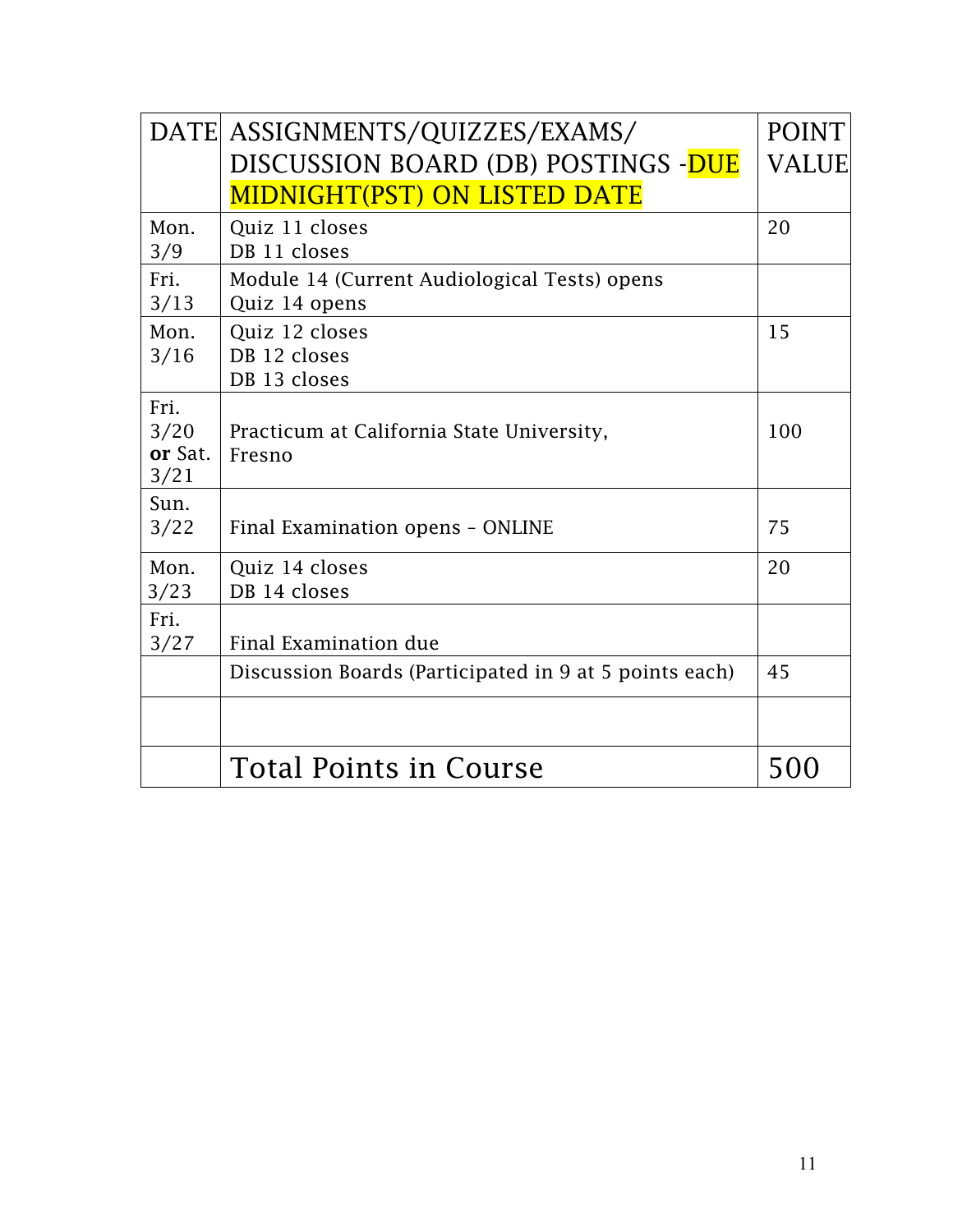| DATE | ASSIGNMENTS/QUIZZES/EXAMS/ DISCUSSION BOARD (DB) POSTINGS -DUE MIDNIGHT(PST) ON LISTED DATE | POINT VALUE |
|---|---|---|
| Mon. 3/9 | Quiz 11 closes<br>DB 11 closes | 20 |
| Fri. 3/13 | Module 14 (Current Audiological Tests) opens<br>Quiz 14 opens | |
| Mon. 3/16 | Quiz 12 closes<br>DB 12 closes<br>DB 13 closes | 15 |
| Fri. 3/20 **or** Sat. 3/21 | Practicum at California State University, Fresno | 100 |
| Sun. 3/22 | Final Examination opens – ONLINE | 75 |
| Mon. 3/23 | Quiz 14 closes<br>DB 14 closes | 20 |
| Fri. 3/27 | Final Examination due | |
| | Discussion Boards (Participated in 9 at 5 points each) | 45 |
| | | |
| | Total Points in Course | 500 |